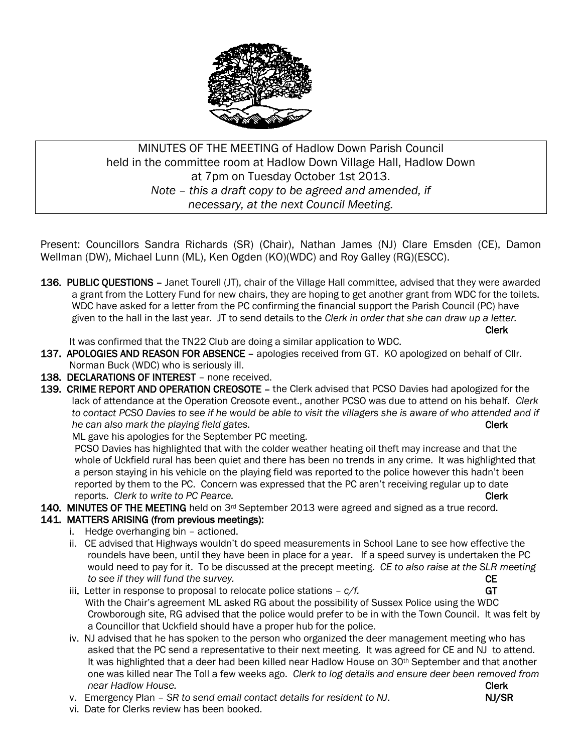MINUTES OF THE MEETING of Hadlow Down Parish Council
held in the committee room at Hadlow Down Village Hall, Hadlow Down
at 7pm on Tuesday October 1st 2013.
*Note – this a draft copy to be agreed and amended, if necessary, at the next Council Meeting.*

Present: Councillors Sandra Richards (SR) (Chair), Nathan James (NJ) Clare Emsden (CE), Damon Wellman (DW), Michael Lunn (ML), Ken Ogden (KO)(WDC) and Roy Galley (RG)(ESCC).

**136. PUBLIC QUESTIONS** – Janet Tourell (JT), chair of the Village Hall committee, advised that they were awarded a grant from the Lottery Fund for new chairs, they are hoping to get another grant from WDC for the toilets. WDC have asked for a letter from the PC confirming the financial support the Parish Council (PC) have given to the hall in the last year. JT to send details to the *Clerk in order that she can draw up a letter.* **Clerk**

It was confirmed that the TN22 Club are doing a similar application to WDC.

**137. APOLOGIES AND REASON FOR ABSENCE** – apologies received from GT. KO apologized on behalf of Cllr. Norman Buck (WDC) who is seriously ill.

**138. DECLARATIONS OF INTEREST** – none received.

**139. CRIME REPORT AND OPERATION CREOSOTE** – the Clerk advised that PCSO Davies had apologized for the lack of attendance at the Operation Creosote event., another PCSO was due to attend on his behalf. *Clerk to contact PCSO Davies to see if he would be able to visit the villagers she is aware of who attended and if he can also mark the playing field gates.* **Clerk**

ML gave his apologies for the September PC meeting.

PCSO Davies has highlighted that with the colder weather heating oil theft may increase and that the whole of Uckfield rural has been quiet and there has been no trends in any crime. It was highlighted that a person staying in his vehicle on the playing field was reported to the police however this hadn't been reported by them to the PC. Concern was expressed that the PC aren't receiving regular up to date reports. *Clerk to write to PC Pearce.* **Clerk**

**140. MINUTES OF THE MEETING** held on 3rd September 2013 were agreed and signed as a true record.

**141. MATTERS ARISING (from previous meetings):**

i. Hedge overhanging bin – actioned.

ii. CE advised that Highways wouldn't do speed measurements in School Lane to see how effective the roundels have been, until they have been in place for a year. If a speed survey is undertaken the PC would need to pay for it. To be discussed at the precept meeting. *CE to also raise at the SLR meeting to see if they will fund the survey.* **CE**

iii. Letter in response to proposal to relocate police stations – *c/f.* **GT**
With the Chair's agreement ML asked RG about the possibility of Sussex Police using the WDC Crowborough site, RG advised that the police would prefer to be in with the Town Council. It was felt by a Councillor that Uckfield should have a proper hub for the police.

iv. NJ advised that he has spoken to the person who organized the deer management meeting who has asked that the PC send a representative to their next meeting. It was agreed for CE and NJ to attend. It was highlighted that a deer had been killed near Hadlow House on 30th September and that another one was killed near The Toll a few weeks ago. *Clerk to log details and ensure deer been removed from near Hadlow House.* **Clerk**

v. Emergency Plan – *SR to send email contact details for resident to NJ.* **NJ/SR**

vi. Date for Clerks review has been booked.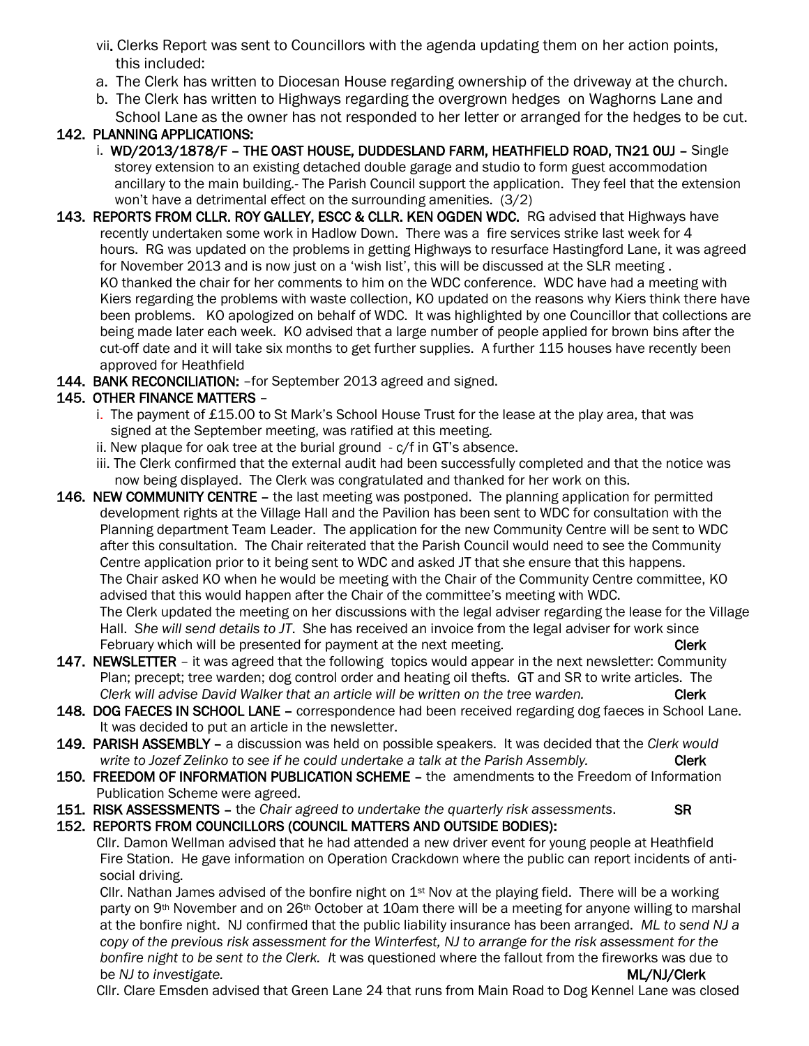vii. Clerks Report was sent to Councillors with the agenda updating them on her action points, this included:

a. The Clerk has written to Diocesan House regarding ownership of the driveway at the church.
b. The Clerk has written to Highways regarding the overgrown hedges on Waghorns Lane and School Lane as the owner has not responded to her letter or arranged for the hedges to be cut.

**142. PLANNING APPLICATIONS:**

i. **WD/2013/1878/F – THE OAST HOUSE, DUDDESLAND FARM, HEATHFIELD ROAD, TN21 0UJ –** Single storey extension to an existing detached double garage and studio to form guest accommodation ancillary to the main building.- The Parish Council support the application. They feel that the extension won't have a detrimental effect on the surrounding amenities. (3/2)

**143. REPORTS FROM CLLR. ROY GALLEY, ESCC & CLLR. KEN OGDEN WDC.** RG advised that Highways have recently undertaken some work in Hadlow Down. There was a fire services strike last week for 4 hours. RG was updated on the problems in getting Highways to resurface Hastingford Lane, it was agreed for November 2013 and is now just on a 'wish list', this will be discussed at the SLR meeting . KO thanked the chair for her comments to him on the WDC conference. WDC have had a meeting with Kiers regarding the problems with waste collection, KO updated on the reasons why Kiers think there have been problems. KO apologized on behalf of WDC. It was highlighted by one Councillor that collections are being made later each week. KO advised that a large number of people applied for brown bins after the cut-off date and it will take six months to get further supplies. A further 115 houses have recently been approved for Heathfield

**144. BANK RECONCILIATION:** –for September 2013 agreed and signed.

**145. OTHER FINANCE MATTERS** –

i. The payment of £15.00 to St Mark's School House Trust for the lease at the play area, that was signed at the September meeting, was ratified at this meeting.
ii. New plaque for oak tree at the burial ground - c/f in GT's absence.
iii. The Clerk confirmed that the external audit had been successfully completed and that the notice was now being displayed. The Clerk was congratulated and thanked for her work on this.

**146. NEW COMMUNITY CENTRE** – the last meeting was postponed. The planning application for permitted development rights at the Village Hall and the Pavilion has been sent to WDC for consultation with the Planning department Team Leader. The application for the new Community Centre will be sent to WDC after this consultation. The Chair reiterated that the Parish Council would need to see the Community Centre application prior to it being sent to WDC and asked JT that she ensure that this happens. The Chair asked KO when he would be meeting with the Chair of the Community Centre committee, KO advised that this would happen after the Chair of the committee's meeting with WDC. The Clerk updated the meeting on her discussions with the legal adviser regarding the lease for the Village Hall. *She will send details to JT*. She has received an invoice from the legal adviser for work since February which will be presented for payment at the next meeting. **Clerk**

**147. NEWSLETTER** – it was agreed that the following topics would appear in the next newsletter: Community Plan; precept; tree warden; dog control order and heating oil thefts. GT and SR to write articles. The *Clerk will advise David Walker that an article will be written on the tree warden.* **Clerk**

**148. DOG FAECES IN SCHOOL LANE** – correspondence had been received regarding dog faeces in School Lane. It was decided to put an article in the newsletter.

**149. PARISH ASSEMBLY** – a discussion was held on possible speakers. It was decided that the *Clerk would write to Jozef Zelinko to see if he could undertake a talk at the Parish Assembly.* **Clerk**

**150. FREEDOM OF INFORMATION PUBLICATION SCHEME** – the amendments to the Freedom of Information Publication Scheme were agreed.

**151. RISK ASSESSMENTS** – the *Chair agreed to undertake the quarterly risk assessments*. **SR**

**152. REPORTS FROM COUNCILLORS (COUNCIL MATTERS AND OUTSIDE BODIES):**

Cllr. Damon Wellman advised that he had attended a new driver event for young people at Heathfield Fire Station. He gave information on Operation Crackdown where the public can report incidents of anti-social driving.

Cllr. Nathan James advised of the bonfire night on 1st Nov at the playing field. There will be a working party on 9th November and on 26th October at 10am there will be a meeting for anyone willing to marshal at the bonfire night. NJ confirmed that the public liability insurance has been arranged. *ML to send NJ a copy of the previous risk assessment for the Winterfest, NJ to arrange for the risk assessment for the bonfire night to be sent to the Clerk.* It was questioned where the fallout from the fireworks was due to be *NJ to investigate.* **ML/NJ/Clerk**

Cllr. Clare Emsden advised that Green Lane 24 that runs from Main Road to Dog Kennel Lane was closed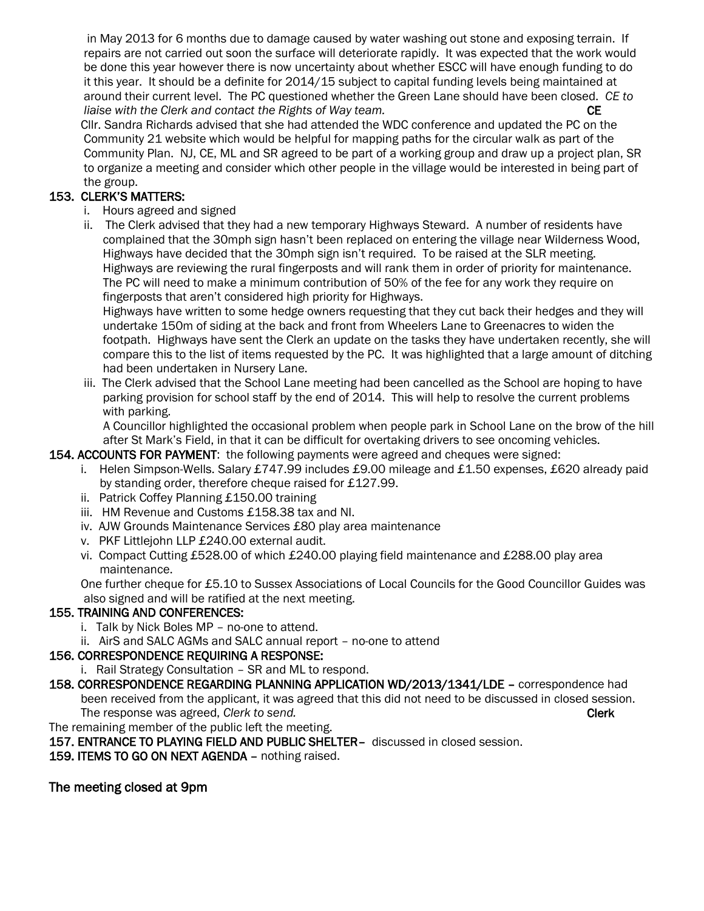in May 2013 for 6 months due to damage caused by water washing out stone and exposing terrain. If repairs are not carried out soon the surface will deteriorate rapidly. It was expected that the work would be done this year however there is now uncertainty about whether ESCC will have enough funding to do it this year. It should be a definite for 2014/15 subject to capital funding levels being maintained at around their current level. The PC questioned whether the Green Lane should have been closed. *CE to liaise with the Clerk and contact the Rights of Way team.* **CE**

Cllr. Sandra Richards advised that she had attended the WDC conference and updated the PC on the Community 21 website which would be helpful for mapping paths for the circular walk as part of the Community Plan. NJ, CE, ML and SR agreed to be part of a working group and draw up a project plan, SR to organize a meeting and consider which other people in the village would be interested in being part of the group.

**153. CLERK'S MATTERS:**

i. Hours agreed and signed

ii. The Clerk advised that they had a new temporary Highways Steward. A number of residents have complained that the 30mph sign hasn't been replaced on entering the village near Wilderness Wood, Highways have decided that the 30mph sign isn't required. To be raised at the SLR meeting. Highways are reviewing the rural fingerposts and will rank them in order of priority for maintenance. The PC will need to make a minimum contribution of 50% of the fee for any work they require on fingerposts that aren't considered high priority for Highways.
Highways have written to some hedge owners requesting that they cut back their hedges and they will undertake 150m of siding at the back and front from Wheelers Lane to Greenacres to widen the footpath. Highways have sent the Clerk an update on the tasks they have undertaken recently, she will compare this to the list of items requested by the PC. It was highlighted that a large amount of ditching had been undertaken in Nursery Lane.

iii. The Clerk advised that the School Lane meeting had been cancelled as the School are hoping to have parking provision for school staff by the end of 2014. This will help to resolve the current problems with parking.
A Councillor highlighted the occasional problem when people park in School Lane on the brow of the hill after St Mark's Field, in that it can be difficult for overtaking drivers to see oncoming vehicles.

**154. ACCOUNTS FOR PAYMENT**: the following payments were agreed and cheques were signed:

i. Helen Simpson-Wells. Salary £747.99 includes £9.00 mileage and £1.50 expenses, £620 already paid by standing order, therefore cheque raised for £127.99.
ii. Patrick Coffey Planning £150.00 training
iii. HM Revenue and Customs £158.38 tax and NI.
iv. AJW Grounds Maintenance Services £80 play area maintenance
v. PKF Littlejohn LLP £240.00 external audit.
vi. Compact Cutting £528.00 of which £240.00 playing field maintenance and £288.00 play area maintenance.

One further cheque for £5.10 to Sussex Associations of Local Councils for the Good Councillor Guides was also signed and will be ratified at the next meeting.

**155. TRAINING AND CONFERENCES:**

i. Talk by Nick Boles MP – no-one to attend.
ii. AirS and SALC AGMs and SALC annual report – no-one to attend

**156. CORRESPONDENCE REQUIRING A RESPONSE:**

i. Rail Strategy Consultation – SR and ML to respond.

**158. CORRESPONDENCE REGARDING PLANNING APPLICATION WD/2013/1341/LDE** – correspondence had been received from the applicant, it was agreed that this did not need to be discussed in closed session. The response was agreed, *Clerk to send.* **Clerk**

The remaining member of the public left the meeting.

**157. ENTRANCE TO PLAYING FIELD AND PUBLIC SHELTER** – discussed in closed session.

**159. ITEMS TO GO ON NEXT AGENDA** – nothing raised.

**The meeting closed at 9pm**